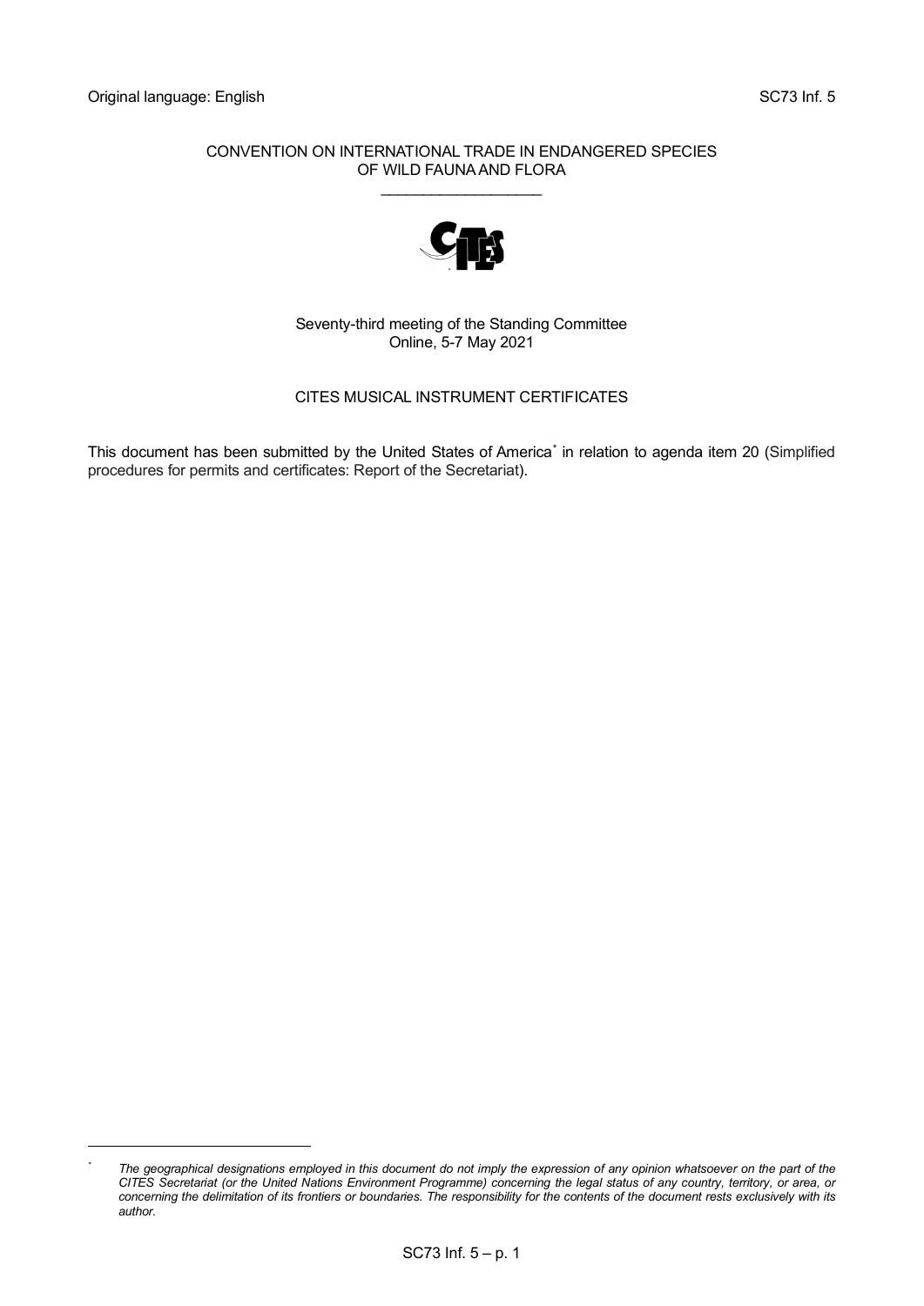Original language: English SC73 Inf. 5

CONVENTION ON INTERNATIONAL TRADE IN ENDANGERED SPECIES
OF WILD FAUNA AND FLORA

\_\_\_\_\_\_\_\_\_\_\_\_\_\_\_\_\_\_\_

Seventy-third meeting of the Standing Committee
Online, 5-7 May 2021

CITES MUSICAL INSTRUMENT CERTIFICATES

This document has been submitted by the United States of America* in relation to agenda item 20 (Simplified procedures for permits and certificates: Report of the Secretariat).

---

\* *The geographical designations employed in this document do not imply the expression of any opinion whatsoever on the part of the CITES Secretariat (or the United Nations Environment Programme) concerning the legal status of any country, territory, or area, or concerning the delimitation of its frontiers or boundaries. The responsibility for the contents of the document rests exclusively with its author.*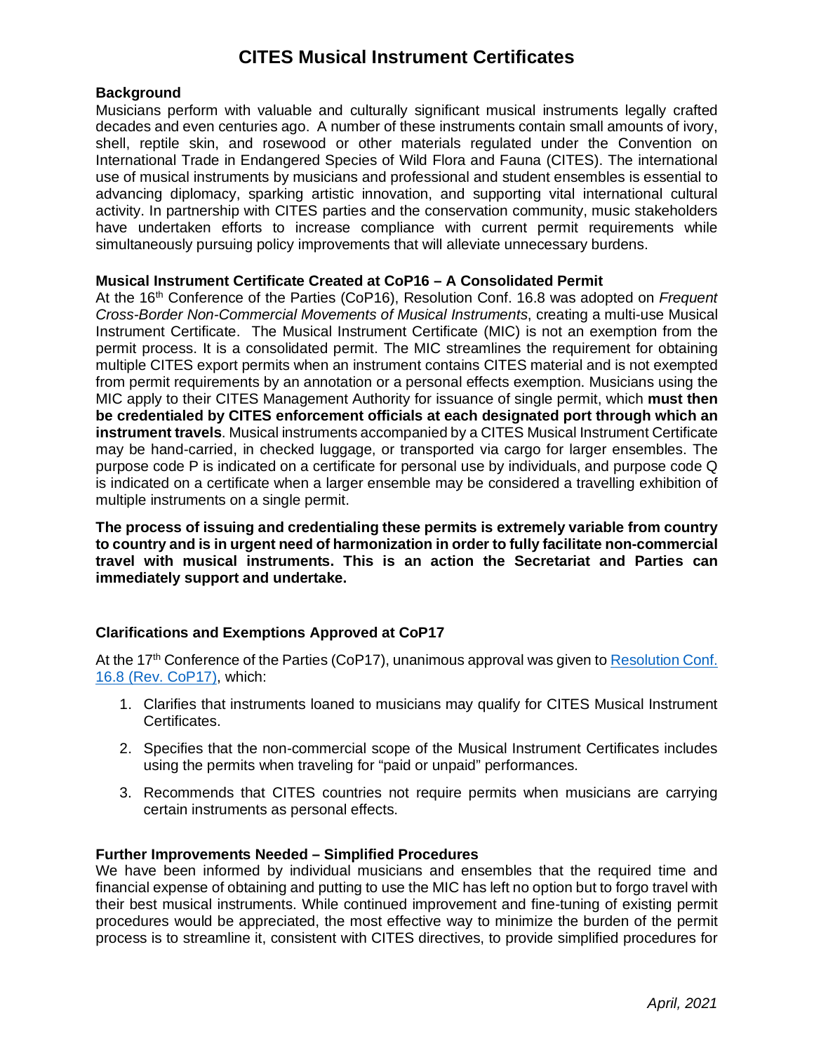# CITES Musical Instrument Certificates

### Background

Musicians perform with valuable and culturally significant musical instruments legally crafted decades and even centuries ago. A number of these instruments contain small amounts of ivory, shell, reptile skin, and rosewood or other materials regulated under the Convention on International Trade in Endangered Species of Wild Flora and Fauna (CITES). The international use of musical instruments by musicians and professional and student ensembles is essential to advancing diplomacy, sparking artistic innovation, and supporting vital international cultural activity. In partnership with CITES parties and the conservation community, music stakeholders have undertaken efforts to increase compliance with current permit requirements while simultaneously pursuing policy improvements that will alleviate unnecessary burdens.

### Musical Instrument Certificate Created at CoP16 – A Consolidated Permit

At the 16th Conference of the Parties (CoP16), Resolution Conf. 16.8 was adopted on *Frequent Cross-Border Non-Commercial Movements of Musical Instruments*, creating a multi-use Musical Instrument Certificate. The Musical Instrument Certificate (MIC) is not an exemption from the permit process. It is a consolidated permit. The MIC streamlines the requirement for obtaining multiple CITES export permits when an instrument contains CITES material and is not exempted from permit requirements by an annotation or a personal effects exemption. Musicians using the MIC apply to their CITES Management Authority for issuance of single permit, which **must then be credentialed by CITES enforcement officials at each designated port through which an instrument travels**. Musical instruments accompanied by a CITES Musical Instrument Certificate may be hand-carried, in checked luggage, or transported via cargo for larger ensembles. The purpose code P is indicated on a certificate for personal use by individuals, and purpose code Q is indicated on a certificate when a larger ensemble may be considered a travelling exhibition of multiple instruments on a single permit.

**The process of issuing and credentialing these permits is extremely variable from country to country and is in urgent need of harmonization in order to fully facilitate non-commercial travel with musical instruments. This is an action the Secretariat and Parties can immediately support and undertake.**

### Clarifications and Exemptions Approved at CoP17

At the 17th Conference of the Parties (CoP17), unanimous approval was given to Resolution Conf. 16.8 (Rev. CoP17), which:

1. Clarifies that instruments loaned to musicians may qualify for CITES Musical Instrument Certificates.
2. Specifies that the non-commercial scope of the Musical Instrument Certificates includes using the permits when traveling for "paid or unpaid" performances.
3. Recommends that CITES countries not require permits when musicians are carrying certain instruments as personal effects.

### Further Improvements Needed – Simplified Procedures

We have been informed by individual musicians and ensembles that the required time and financial expense of obtaining and putting to use the MIC has left no option but to forgo travel with their best musical instruments. While continued improvement and fine-tuning of existing permit procedures would be appreciated, the most effective way to minimize the burden of the permit process is to streamline it, consistent with CITES directives, to provide simplified procedures for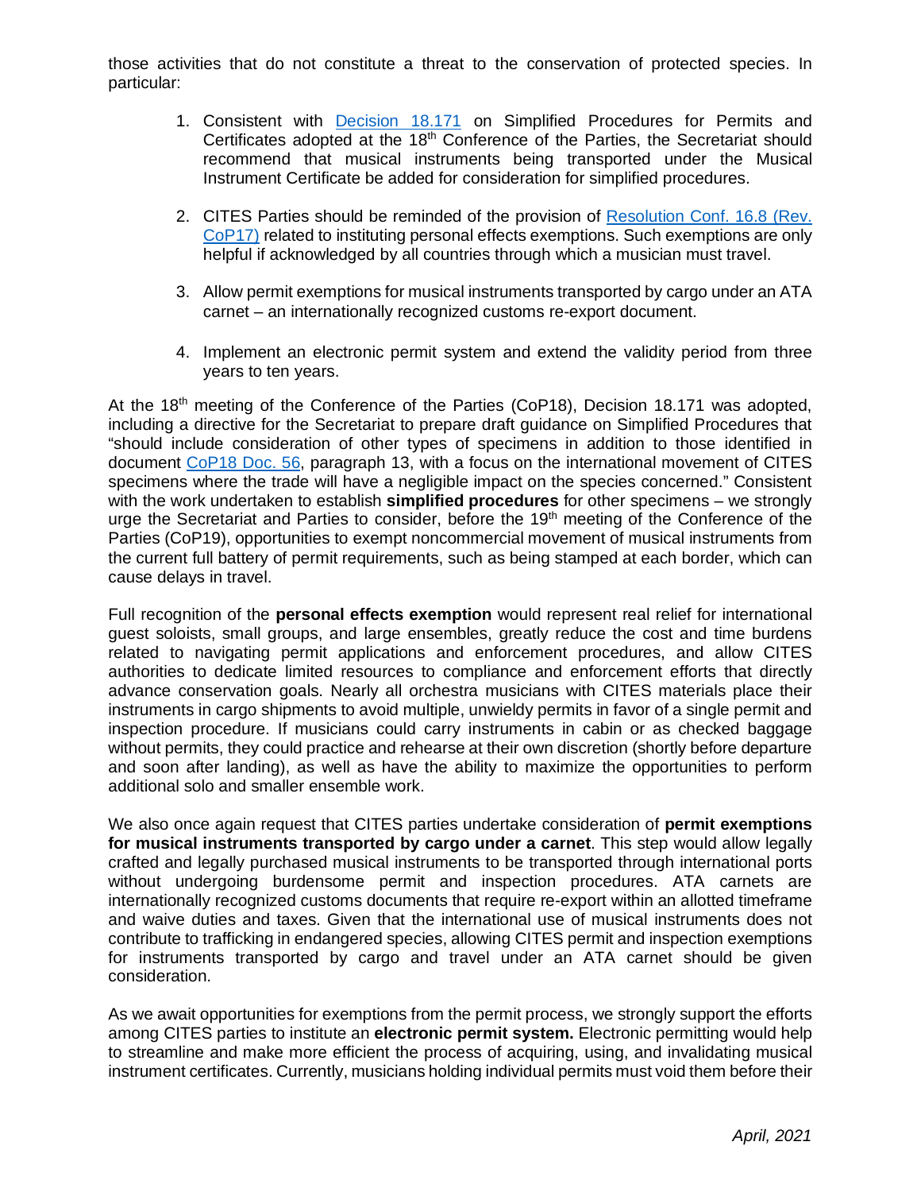those activities that do not constitute a threat to the conservation of protected species. In particular:

1. Consistent with [Decision 18.171](#) on Simplified Procedures for Permits and Certificates adopted at the 18th Conference of the Parties, the Secretariat should recommend that musical instruments being transported under the Musical Instrument Certificate be added for consideration for simplified procedures.

2. CITES Parties should be reminded of the provision of [Resolution Conf. 16.8 (Rev. CoP17)](#) related to instituting personal effects exemptions. Such exemptions are only helpful if acknowledged by all countries through which a musician must travel.

3. Allow permit exemptions for musical instruments transported by cargo under an ATA carnet – an internationally recognized customs re-export document.

4. Implement an electronic permit system and extend the validity period from three years to ten years.

At the 18th meeting of the Conference of the Parties (CoP18), Decision 18.171 was adopted, including a directive for the Secretariat to prepare draft guidance on Simplified Procedures that "should include consideration of other types of specimens in addition to those identified in document [CoP18 Doc. 56](#), paragraph 13, with a focus on the international movement of CITES specimens where the trade will have a negligible impact on the species concerned." Consistent with the work undertaken to establish **simplified procedures** for other specimens – we strongly urge the Secretariat and Parties to consider, before the 19th meeting of the Conference of the Parties (CoP19), opportunities to exempt noncommercial movement of musical instruments from the current full battery of permit requirements, such as being stamped at each border, which can cause delays in travel.

Full recognition of the **personal effects exemption** would represent real relief for international guest soloists, small groups, and large ensembles, greatly reduce the cost and time burdens related to navigating permit applications and enforcement procedures, and allow CITES authorities to dedicate limited resources to compliance and enforcement efforts that directly advance conservation goals. Nearly all orchestra musicians with CITES materials place their instruments in cargo shipments to avoid multiple, unwieldy permits in favor of a single permit and inspection procedure. If musicians could carry instruments in cabin or as checked baggage without permits, they could practice and rehearse at their own discretion (shortly before departure and soon after landing), as well as have the ability to maximize the opportunities to perform additional solo and smaller ensemble work.

We also once again request that CITES parties undertake consideration of **permit exemptions for musical instruments transported by cargo under a carnet**. This step would allow legally crafted and legally purchased musical instruments to be transported through international ports without undergoing burdensome permit and inspection procedures. ATA carnets are internationally recognized customs documents that require re-export within an allotted timeframe and waive duties and taxes. Given that the international use of musical instruments does not contribute to trafficking in endangered species, allowing CITES permit and inspection exemptions for instruments transported by cargo and travel under an ATA carnet should be given consideration.

As we await opportunities for exemptions from the permit process, we strongly support the efforts among CITES parties to institute an **electronic permit system.** Electronic permitting would help to streamline and make more efficient the process of acquiring, using, and invalidating musical instrument certificates. Currently, musicians holding individual permits must void them before their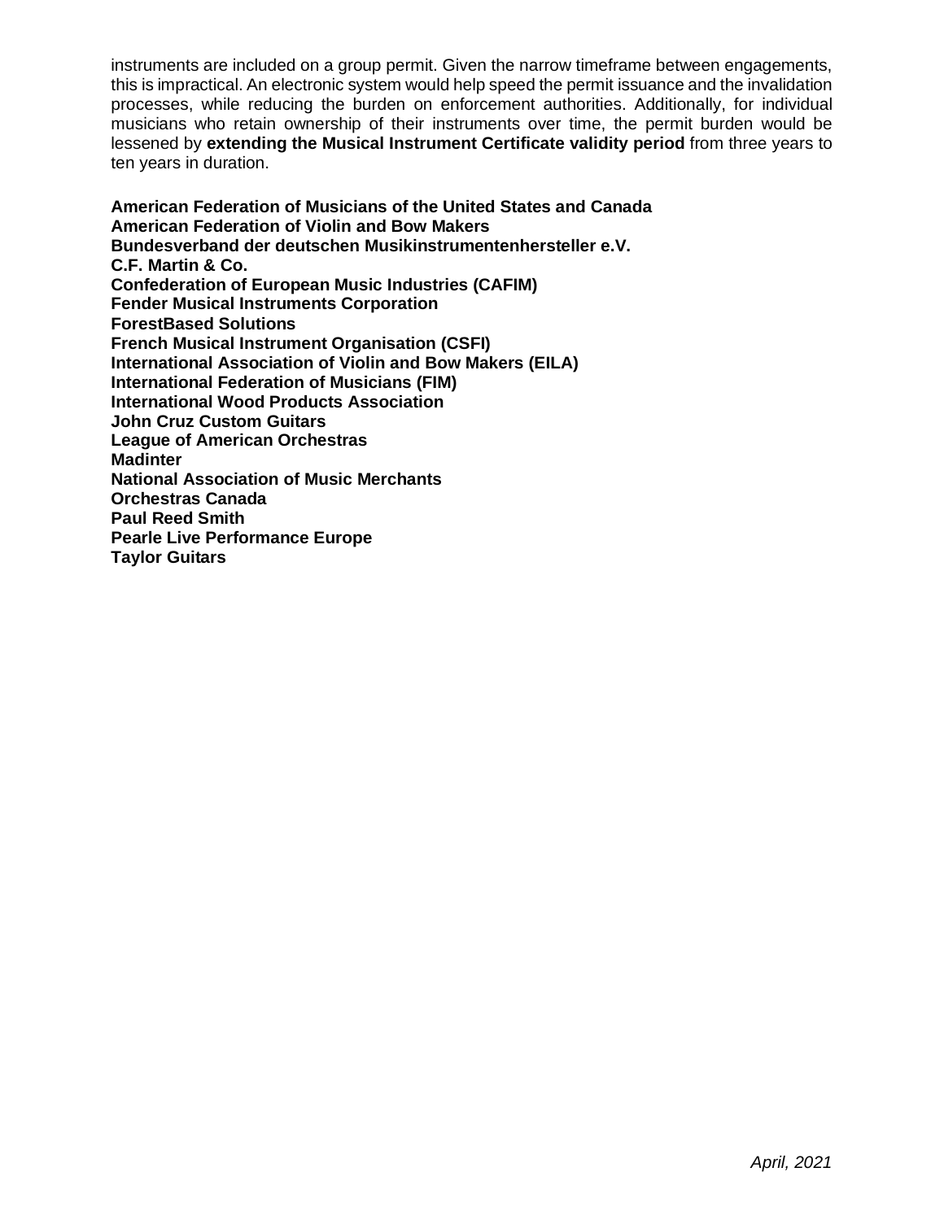instruments are included on a group permit. Given the narrow timeframe between engagements, this is impractical. An electronic system would help speed the permit issuance and the invalidation processes, while reducing the burden on enforcement authorities. Additionally, for individual musicians who retain ownership of their instruments over time, the permit burden would be lessened by **extending the Musical Instrument Certificate validity period** from three years to ten years in duration.

**American Federation of Musicians of the United States and Canada**
**American Federation of Violin and Bow Makers**
**Bundesverband der deutschen Musikinstrumentenhersteller e.V.**
**C.F. Martin & Co.**
**Confederation of European Music Industries (CAFIM)**
**Fender Musical Instruments Corporation**
**ForestBased Solutions**
**French Musical Instrument Organisation (CSFI)**
**International Association of Violin and Bow Makers (EILA)**
**International Federation of Musicians (FIM)**
**International Wood Products Association**
**John Cruz Custom Guitars**
**League of American Orchestras**
**Madinter**
**National Association of Music Merchants**
**Orchestras Canada**
**Paul Reed Smith**
**Pearle Live Performance Europe**
**Taylor Guitars**

*April, 2021*